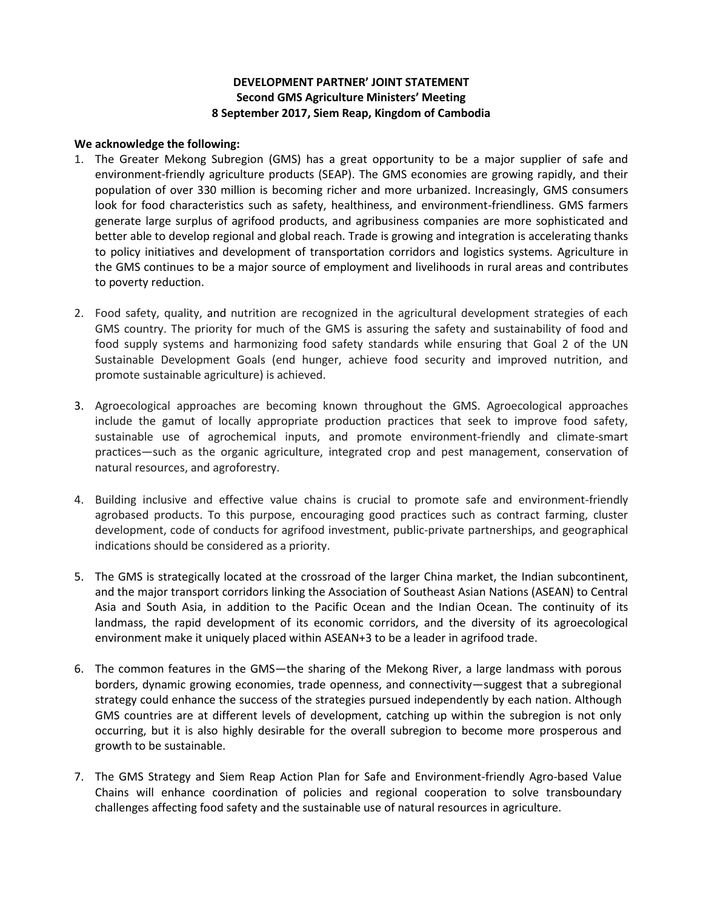**DEVELOPMENT PARTNER' JOINT STATEMENT**
**Second GMS Agriculture Ministers' Meeting**
**8 September 2017, Siem Reap, Kingdom of Cambodia**

**We acknowledge the following:**

1. The Greater Mekong Subregion (GMS) has a great opportunity to be a major supplier of safe and environment-friendly agriculture products (SEAP). The GMS economies are growing rapidly, and their population of over 330 million is becoming richer and more urbanized. Increasingly, GMS consumers look for food characteristics such as safety, healthiness, and environment-friendliness. GMS farmers generate large surplus of agrifood products, and agribusiness companies are more sophisticated and better able to develop regional and global reach. Trade is growing and integration is accelerating thanks to policy initiatives and development of transportation corridors and logistics systems. Agriculture in the GMS continues to be a major source of employment and livelihoods in rural areas and contributes to poverty reduction.

2. Food safety, quality, and nutrition are recognized in the agricultural development strategies of each GMS country. The priority for much of the GMS is assuring the safety and sustainability of food and food supply systems and harmonizing food safety standards while ensuring that Goal 2 of the UN Sustainable Development Goals (end hunger, achieve food security and improved nutrition, and promote sustainable agriculture) is achieved.

3. Agroecological approaches are becoming known throughout the GMS. Agroecological approaches include the gamut of locally appropriate production practices that seek to improve food safety, sustainable use of agrochemical inputs, and promote environment-friendly and climate-smart practices—such as the organic agriculture, integrated crop and pest management, conservation of natural resources, and agroforestry.

4. Building inclusive and effective value chains is crucial to promote safe and environment-friendly agrobased products. To this purpose, encouraging good practices such as contract farming, cluster development, code of conducts for agrifood investment, public-private partnerships, and geographical indications should be considered as a priority.

5. The GMS is strategically located at the crossroad of the larger China market, the Indian subcontinent, and the major transport corridors linking the Association of Southeast Asian Nations (ASEAN) to Central Asia and South Asia, in addition to the Pacific Ocean and the Indian Ocean. The continuity of its landmass, the rapid development of its economic corridors, and the diversity of its agroecological environment make it uniquely placed within ASEAN+3 to be a leader in agrifood trade.

6. The common features in the GMS—the sharing of the Mekong River, a large landmass with porous borders, dynamic growing economies, trade openness, and connectivity—suggest that a subregional strategy could enhance the success of the strategies pursued independently by each nation. Although GMS countries are at different levels of development, catching up within the subregion is not only occurring, but it is also highly desirable for the overall subregion to become more prosperous and growth to be sustainable.

7. The GMS Strategy and Siem Reap Action Plan for Safe and Environment-friendly Agro-based Value Chains will enhance coordination of policies and regional cooperation to solve transboundary challenges affecting food safety and the sustainable use of natural resources in agriculture.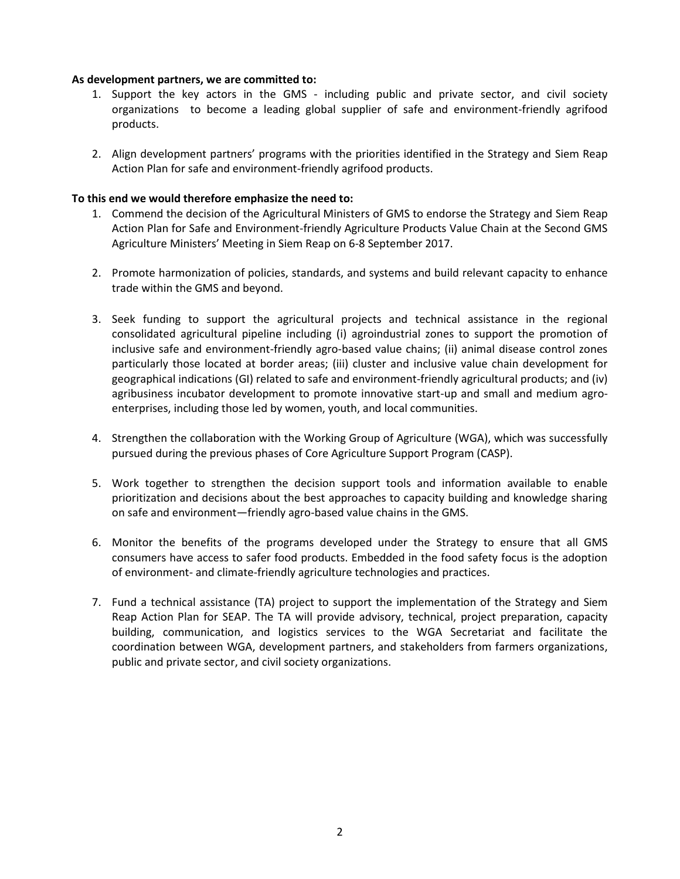**As development partners, we are committed to:**

1. Support the key actors in the GMS - including public and private sector, and civil society organizations to become a leading global supplier of safe and environment-friendly agrifood products.

2. Align development partners' programs with the priorities identified in the Strategy and Siem Reap Action Plan for safe and environment-friendly agrifood products.

**To this end we would therefore emphasize the need to:**

1. Commend the decision of the Agricultural Ministers of GMS to endorse the Strategy and Siem Reap Action Plan for Safe and Environment-friendly Agriculture Products Value Chain at the Second GMS Agriculture Ministers' Meeting in Siem Reap on 6-8 September 2017.

2. Promote harmonization of policies, standards, and systems and build relevant capacity to enhance trade within the GMS and beyond.

3. Seek funding to support the agricultural projects and technical assistance in the regional consolidated agricultural pipeline including (i) agroindustrial zones to support the promotion of inclusive safe and environment-friendly agro-based value chains; (ii) animal disease control zones particularly those located at border areas; (iii) cluster and inclusive value chain development for geographical indications (GI) related to safe and environment-friendly agricultural products; and (iv) agribusiness incubator development to promote innovative start-up and small and medium agro-enterprises, including those led by women, youth, and local communities.

4. Strengthen the collaboration with the Working Group of Agriculture (WGA), which was successfully pursued during the previous phases of Core Agriculture Support Program (CASP).

5. Work together to strengthen the decision support tools and information available to enable prioritization and decisions about the best approaches to capacity building and knowledge sharing on safe and environment—friendly agro-based value chains in the GMS.

6. Monitor the benefits of the programs developed under the Strategy to ensure that all GMS consumers have access to safer food products. Embedded in the food safety focus is the adoption of environment- and climate-friendly agriculture technologies and practices.

7. Fund a technical assistance (TA) project to support the implementation of the Strategy and Siem Reap Action Plan for SEAP. The TA will provide advisory, technical, project preparation, capacity building, communication, and logistics services to the WGA Secretariat and facilitate the coordination between WGA, development partners, and stakeholders from farmers organizations, public and private sector, and civil society organizations.